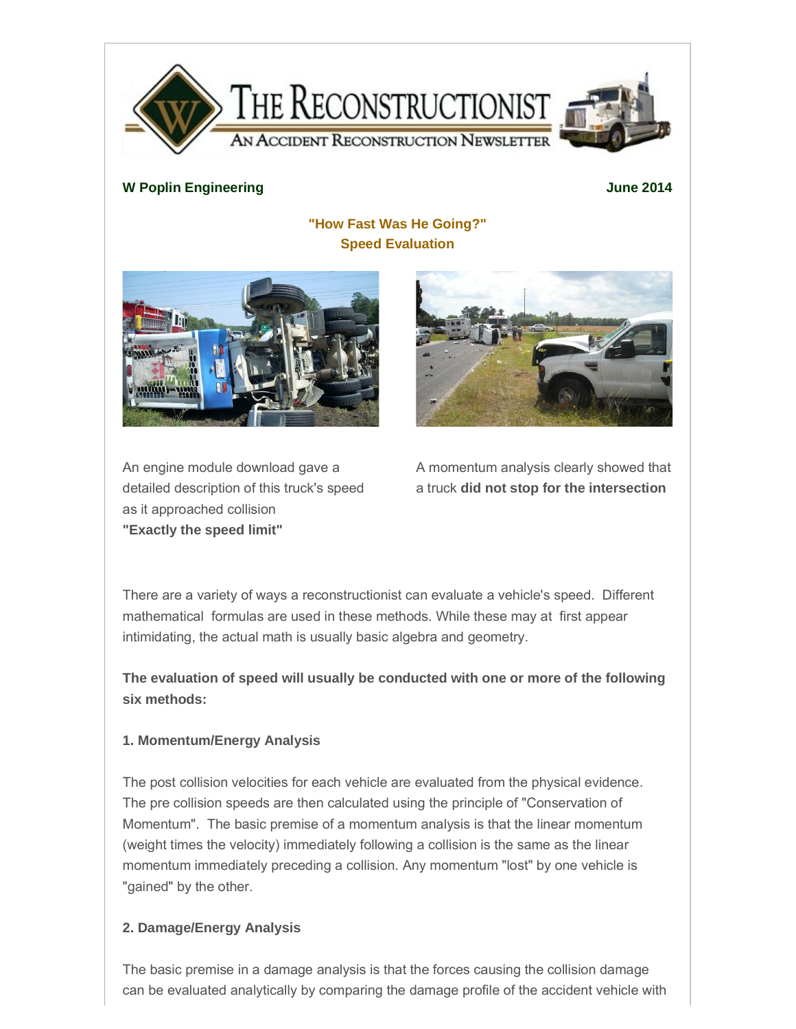# The Reconstructionist

An Accident Reconstruction Newsletter

**W Poplin Engineering** **June 2014**

## "How Fast Was He Going?" Speed Evaluation

An engine module download gave a detailed description of this truck's speed as it approached collision **"Exactly the speed limit"**

A momentum analysis clearly showed that a truck **did not stop for the intersection**

There are a variety of ways a reconstructionist can evaluate a vehicle's speed. Different mathematical formulas are used in these methods. While these may at first appear intimidating, the actual math is usually basic algebra and geometry.

**The evaluation of speed will usually be conducted with one or more of the following six methods:**

### 1. Momentum/Energy Analysis

The post collision velocities for each vehicle are evaluated from the physical evidence. The pre collision speeds are then calculated using the principle of "Conservation of Momentum". The basic premise of a momentum analysis is that the linear momentum (weight times the velocity) immediately following a collision is the same as the linear momentum immediately preceding a collision. Any momentum "lost" by one vehicle is "gained" by the other.

### 2. Damage/Energy Analysis

The basic premise in a damage analysis is that the forces causing the collision damage can be evaluated analytically by comparing the damage profile of the accident vehicle with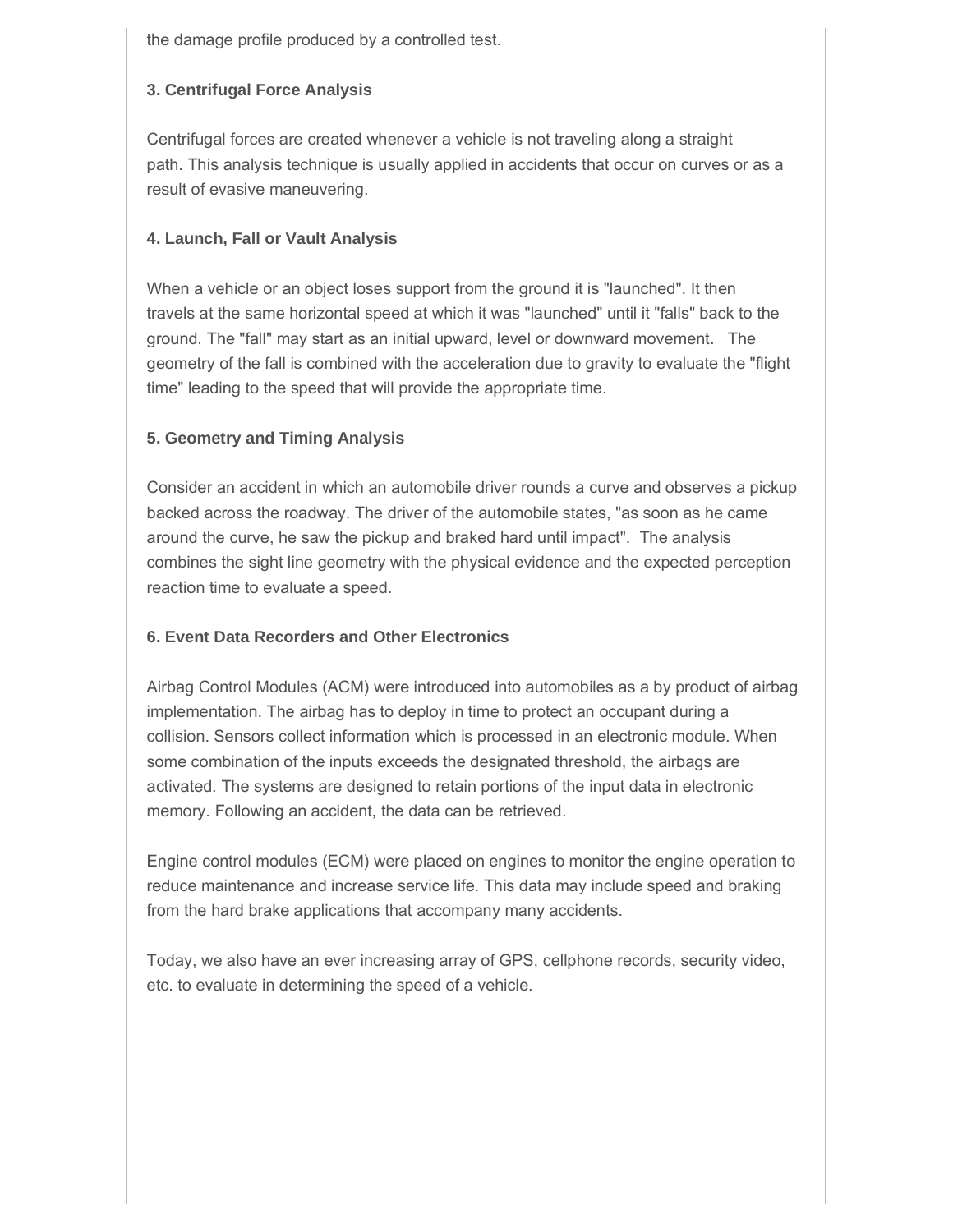the damage profile produced by a controlled test.

### 3. Centrifugal Force Analysis

Centrifugal forces are created whenever a vehicle is not traveling along a straight path. This analysis technique is usually applied in accidents that occur on curves or as a result of evasive maneuvering.

### 4. Launch, Fall or Vault Analysis

When a vehicle or an object loses support from the ground it is "launched". It then travels at the same horizontal speed at which it was "launched" until it "falls" back to the ground. The "fall" may start as an initial upward, level or downward movement. The geometry of the fall is combined with the acceleration due to gravity to evaluate the "flight time" leading to the speed that will provide the appropriate time.

### 5. Geometry and Timing Analysis

Consider an accident in which an automobile driver rounds a curve and observes a pickup backed across the roadway. The driver of the automobile states, "as soon as he came around the curve, he saw the pickup and braked hard until impact". The analysis combines the sight line geometry with the physical evidence and the expected perception reaction time to evaluate a speed.

### 6. Event Data Recorders and Other Electronics

Airbag Control Modules (ACM) were introduced into automobiles as a by product of airbag implementation. The airbag has to deploy in time to protect an occupant during a collision. Sensors collect information which is processed in an electronic module. When some combination of the inputs exceeds the designated threshold, the airbags are activated. The systems are designed to retain portions of the input data in electronic memory. Following an accident, the data can be retrieved.

Engine control modules (ECM) were placed on engines to monitor the engine operation to reduce maintenance and increase service life. This data may include speed and braking from the hard brake applications that accompany many accidents.

Today, we also have an ever increasing array of GPS, cellphone records, security video, etc. to evaluate in determining the speed of a vehicle.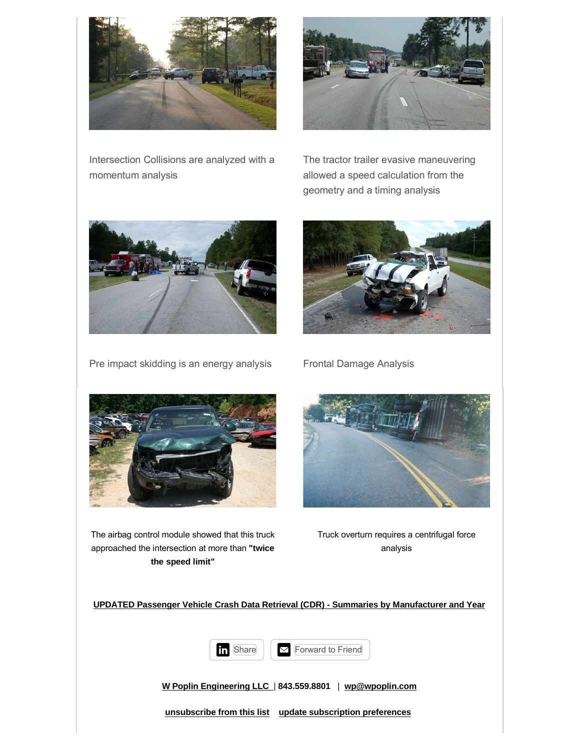Intersection Collisions are analyzed with a momentum analysis

The tractor trailer evasive maneuvering allowed a speed calculation from the geometry and a timing analysis

Pre impact skidding is an energy analysis

Frontal Damage Analysis

The airbag control module showed that this truck approached the intersection at more than **"twice the speed limit"**

Truck overturn requires a centrifugal force analysis

**UPDATED Passenger Vehicle Crash Data Retrieval (CDR) - Summaries by Manufacturer and Year**

Share | Forward to Friend

**W Poplin Engineering LLC | 843.559.8801 | wp@wpoplin.com**

**unsubscribe from this list    update subscription preferences**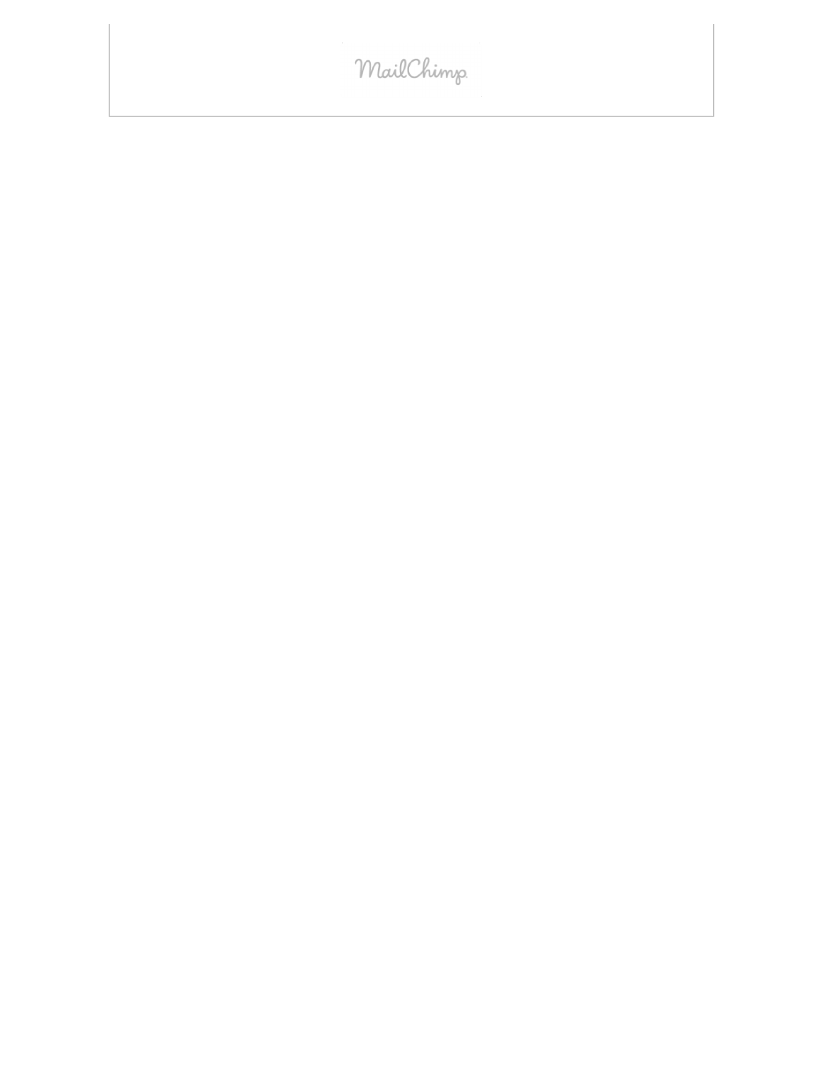MailChimp